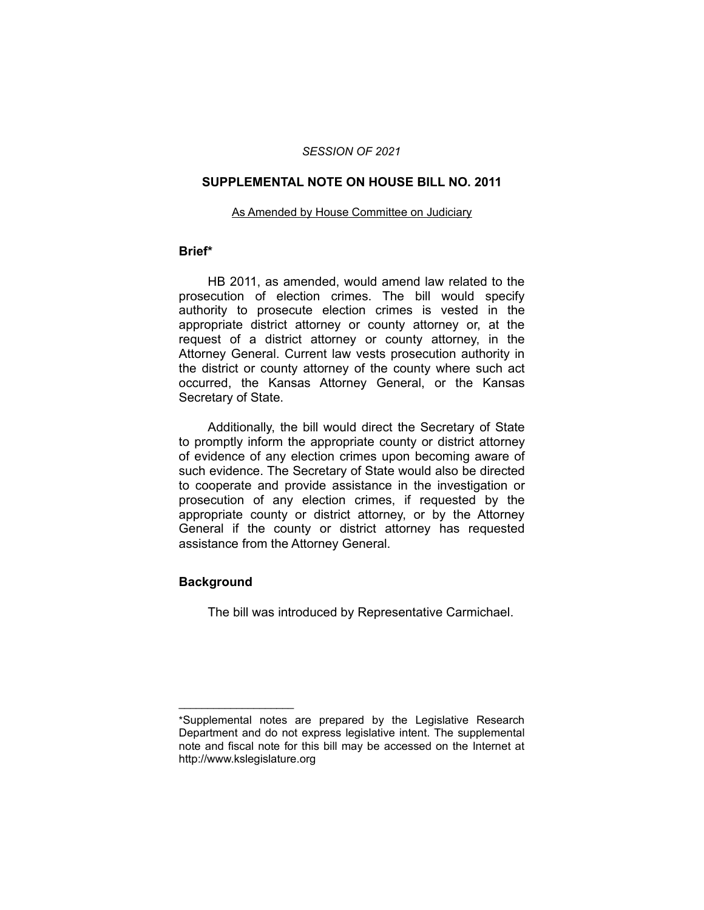*SESSION OF 2021*

# SUPPLEMENTAL NOTE ON HOUSE BILL NO. 2011

As Amended by House Committee on Judiciary

## Brief*

HB 2011, as amended, would amend law related to the prosecution of election crimes. The bill would specify authority to prosecute election crimes is vested in the appropriate district attorney or county attorney or, at the request of a district attorney or county attorney, in the Attorney General. Current law vests prosecution authority in the district or county attorney of the county where such act occurred, the Kansas Attorney General, or the Kansas Secretary of State.

Additionally, the bill would direct the Secretary of State to promptly inform the appropriate county or district attorney of evidence of any election crimes upon becoming aware of such evidence. The Secretary of State would also be directed to cooperate and provide assistance in the investigation or prosecution of any election crimes, if requested by the appropriate county or district attorney, or by the Attorney General if the county or district attorney has requested assistance from the Attorney General.

## Background

The bill was introduced by Representative Carmichael.

---

*Supplemental notes are prepared by the Legislative Research Department and do not express legislative intent. The supplemental note and fiscal note for this bill may be accessed on the Internet at http://www.kslegislature.org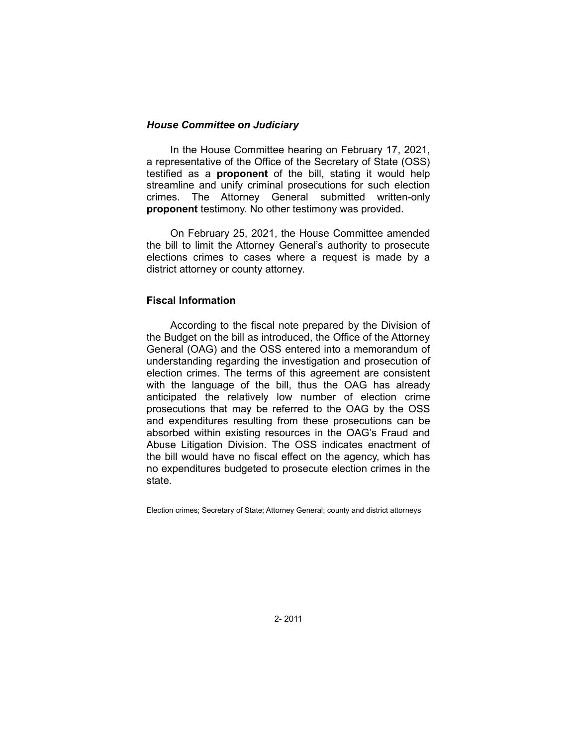### *House Committee on Judiciary*

In the House Committee hearing on February 17, 2021, a representative of the Office of the Secretary of State (OSS) testified as a **proponent** of the bill, stating it would help streamline and unify criminal prosecutions for such election crimes. The Attorney General submitted written-only **proponent** testimony. No other testimony was provided.

On February 25, 2021, the House Committee amended the bill to limit the Attorney General's authority to prosecute elections crimes to cases where a request is made by a district attorney or county attorney.

### Fiscal Information

According to the fiscal note prepared by the Division of the Budget on the bill as introduced, the Office of the Attorney General (OAG) and the OSS entered into a memorandum of understanding regarding the investigation and prosecution of election crimes. The terms of this agreement are consistent with the language of the bill, thus the OAG has already anticipated the relatively low number of election crime prosecutions that may be referred to the OAG by the OSS and expenditures resulting from these prosecutions can be absorbed within existing resources in the OAG's Fraud and Abuse Litigation Division. The OSS indicates enactment of the bill would have no fiscal effect on the agency, which has no expenditures budgeted to prosecute election crimes in the state.

Election crimes; Secretary of State; Attorney General; county and district attorneys